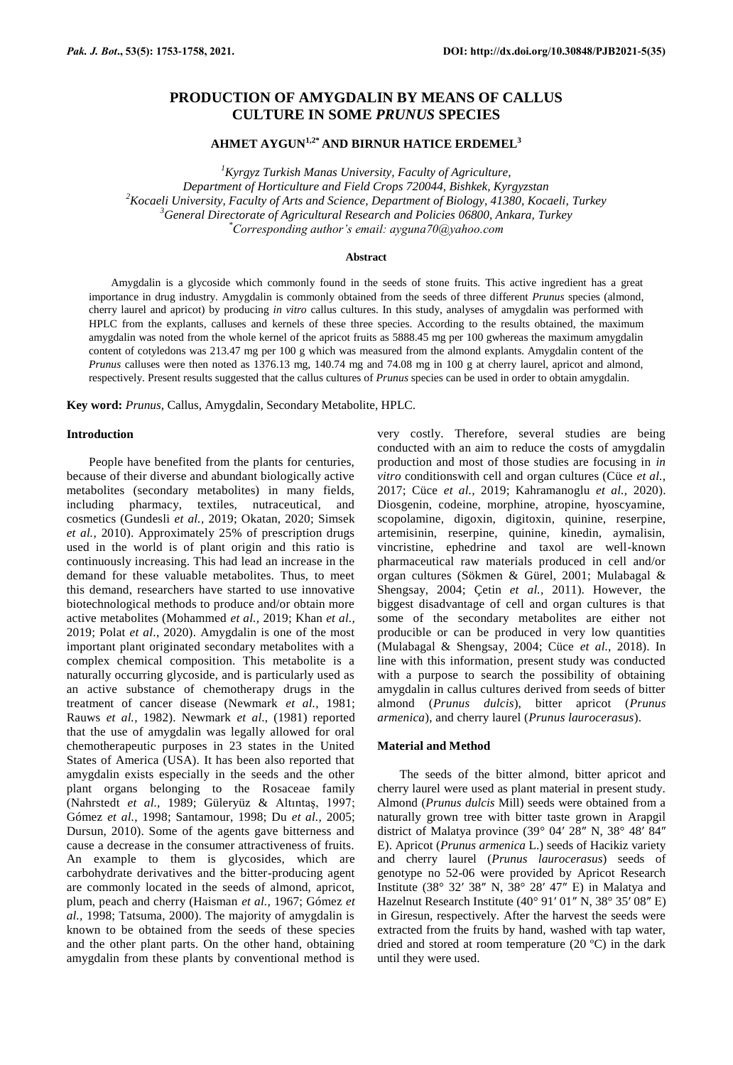# PRODUCTION OF AMYGDALIN BY MEANS OF CALLUS CULTURE IN SOME *PRUNUS* SPECIES

## AHMET AYGUN[1,2*] AND BIRNUR HATICE ERDEMEL[3]

*[1]Kyrgyz Turkish Manas University, Faculty of Agriculture, Department of Horticulture and Field Crops 720044, Bishkek, Kyrgyzstan*
*[2]Kocaeli University, Faculty of Arts and Science, Department of Biology, 41380, Kocaeli, Turkey*
*[3]General Directorate of Agricultural Research and Policies 06800, Ankara, Turkey*
*[*]Corresponding author's email: ayguna70@yahoo.com*

### Abstract

Amygdalin is a glycoside which commonly found in the seeds of stone fruits. This active ingredient has a great importance in drug industry. Amygdalin is commonly obtained from the seeds of three different *Prunus* species (almond, cherry laurel and apricot) by producing *in vitro* callus cultures. In this study, analyses of amygdalin was performed with HPLC from the explants, calluses and kernels of these three species. According to the results obtained, the maximum amygdalin was noted from the whole kernel of the apricot fruits as 5888.45 mg per 100 gwhereas the maximum amygdalin content of cotyledons was 213.47 mg per 100 g which was measured from the almond explants. Amygdalin content of the *Prunus* calluses were then noted as 1376.13 mg, 140.74 mg and 74.08 mg in 100 g at cherry laurel, apricot and almond, respectively. Present results suggested that the callus cultures of *Prunus* species can be used in order to obtain amygdalin.

**Key word:** *Prunus*, Callus, Amygdalin, Secondary Metabolite, HPLC.

### Introduction

People have benefited from the plants for centuries, because of their diverse and abundant biologically active metabolites (secondary metabolites) in many fields, including pharmacy, textiles, nutraceutical, and cosmetics (Gundesli *et al.,* 2019; Okatan, 2020; Simsek *et al.,* 2010). Approximately 25% of prescription drugs used in the world is of plant origin and this ratio is continuously increasing. This had lead an increase in the demand for these valuable metabolites. Thus, to meet this demand, researchers have started to use innovative biotechnological methods to produce and/or obtain more active metabolites (Mohammed *et al.,* 2019; Khan *et al.,* 2019; Polat *et al*., 2020). Amygdalin is one of the most important plant originated secondary metabolites with a complex chemical composition. This metabolite is a naturally occurring glycoside, and is particularly used as an active substance of chemotherapy drugs in the treatment of cancer disease (Newmark *et al.,* 1981; Rauws *et al.,* 1982). Newmark *et al*., (1981) reported that the use of amygdalin was legally allowed for oral chemotherapeutic purposes in 23 states in the United States of America (USA). It has been also reported that amygdalin exists especially in the seeds and the other plant organs belonging to the Rosaceae family (Nahrstedt *et al.,* 1989; Güleryüz & Altıntaş, 1997; Gómez *et al.,* 1998; Santamour, 1998; Du *et al.,* 2005; Dursun, 2010). Some of the agents gave bitterness and cause a decrease in the consumer attractiveness of fruits. An example to them is glycosides, which are carbohydrate derivatives and the bitter-producing agent are commonly located in the seeds of almond, apricot, plum, peach and cherry (Haisman *et al.,* 1967; Gómez *et al.,* 1998; Tatsuma, 2000). The majority of amygdalin is known to be obtained from the seeds of these species and the other plant parts. On the other hand, obtaining amygdalin from these plants by conventional method is very costly. Therefore, several studies are being conducted with an aim to reduce the costs of amygdalin production and most of those studies are focusing in *in vitro* conditionswith cell and organ cultures (Cüce *et al.,* 2017; Cüce *et al.,* 2019; Kahramanoglu *et al.,* 2020). Diosgenin, codeine, morphine, atropine, hyoscyamine, scopolamine, digoxin, digitoxin, quinine, reserpine, artemisinin, reserpine, quinine, kinedin, aymalisin, vincristine, ephedrine and taxol are well-known pharmaceutical raw materials produced in cell and/or organ cultures (Sökmen & Gürel, 2001; Mulabagal & Shengsay, 2004; Çetin *et al.,* 2011). However, the biggest disadvantage of cell and organ cultures is that some of the secondary metabolites are either not producible or can be produced in very low quantities (Mulabagal & Shengsay, 2004; Cüce *et al.,* 2018). In line with this information, present study was conducted with a purpose to search the possibility of obtaining amygdalin in callus cultures derived from seeds of bitter almond (*Prunus dulcis*), bitter apricot (*Prunus armenica*), and cherry laurel (*Prunus laurocerasus*).

### Material and Method

The seeds of the bitter almond, bitter apricot and cherry laurel were used as plant material in present study. Almond (*Prunus dulcis* Mill) seeds were obtained from a naturally grown tree with bitter taste grown in Arapgil district of Malatya province (39° 04′ 28″ N, 38° 48′ 84″ E). Apricot (*Prunus armenica* L.) seeds of Hacikiz variety and cherry laurel (*Prunus laurocerasus*) seeds of genotype no 52-06 were provided by Apricot Research Institute (38° 32′ 38″ N, 38° 28′ 47″ E) in Malatya and Hazelnut Research Institute (40° 91′ 01″ N, 38° 35′ 08″ E) in Giresun, respectively. After the harvest the seeds were extracted from the fruits by hand, washed with tap water, dried and stored at room temperature (20 ºC) in the dark until they were used.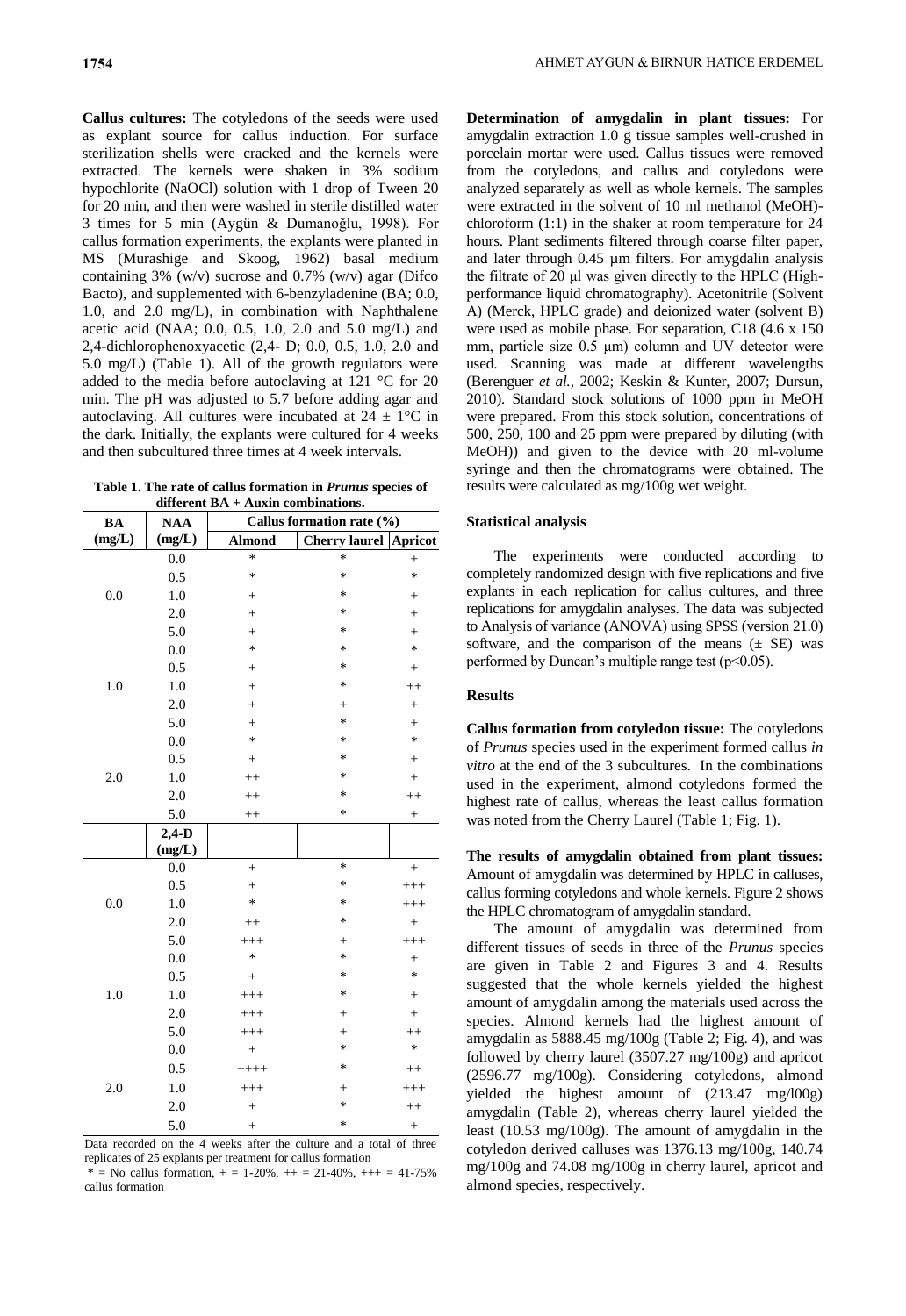**Callus cultures:** The cotyledons of the seeds were used as explant source for callus induction. For surface sterilization shells were cracked and the kernels were extracted. The kernels were shaken in 3% sodium hypochlorite (NaOCl) solution with 1 drop of Tween 20 for 20 min, and then were washed in sterile distilled water 3 times for 5 min (Aygün & Dumanoğlu, 1998). For callus formation experiments, the explants were planted in MS (Murashige and Skoog, 1962) basal medium containing 3% (w/v) sucrose and 0.7% (w/v) agar (Difco Bacto), and supplemented with 6-benzyladenine (BA; 0.0, 1.0, and 2.0 mg/L), in combination with Naphthalene acetic acid (NAA; 0.0, 0.5, 1.0, 2.0 and 5.0 mg/L) and 2,4-dichlorophenoxyacetic (2,4- D; 0.0, 0.5, 1.0, 2.0 and 5.0 mg/L) (Table 1). All of the growth regulators were added to the media before autoclaving at 121 °C for 20 min. The pH was adjusted to 5.7 before adding agar and autoclaving. All cultures were incubated at 24 ± 1°C in the dark. Initially, the explants were cultured for 4 weeks and then subcultured three times at 4 week intervals.

**Table 1. The rate of callus formation in *Prunus* species of different BA + Auxin combinations.**

| BA (mg/L) | NAA (mg/L) | Callus formation rate (%) | | |
|---|---|---|---|---|
| | | Almond | Cherry laurel | Apricot |
| 0.0 | 0.0 | * | * | + |
| | 0.5 | * | * | * |
| | 1.0 | + | * | + |
| | 2.0 | + | * | + |
| | 5.0 | + | * | + |
| 1.0 | 0.0 | * | * | * |
| | 0.5 | + | * | + |
| | 1.0 | + | * | ++ |
| | 2.0 | + | + | + |
| | 5.0 | + | * | + |
| 2.0 | 0.0 | * | * | * |
| | 0.5 | + | * | + |
| | 1.0 | ++ | * | + |
| | 2.0 | ++ | * | ++ |
| | 5.0 | ++ | * | + |
| | **2,4-D (mg/L)** | | | |
| 0.0 | 0.0 | + | * | + |
| | 0.5 | + | * | +++ |
| | 1.0 | * | * | +++ |
| | 2.0 | ++ | * | + |
| | 5.0 | +++ | + | +++ |
| 1.0 | 0.0 | * | * | + |
| | 0.5 | + | * | * |
| | 1.0 | +++ | * | + |
| | 2.0 | +++ | + | + |
| | 5.0 | +++ | + | ++ |
| 2.0 | 0.0 | + | * | * |
| | 0.5 | ++++ | * | ++ |
| | 1.0 | +++ | + | +++ |
| | 2.0 | + | * | ++ |
| | 5.0 | + | * | + |

Data recorded on the 4 weeks after the culture and a total of three replicates of 25 explants per treatment for callus formation

* = No callus formation, + = 1-20%, ++ = 21-40%, +++ = 41-75% callus formation

**Determination of amygdalin in plant tissues:** For amygdalin extraction 1.0 g tissue samples well-crushed in porcelain mortar were used. Callus tissues were removed from the cotyledons, and callus and cotyledons were analyzed separately as well as whole kernels. The samples were extracted in the solvent of 10 ml methanol (MeOH)-chloroform (1:1) in the shaker at room temperature for 24 hours. Plant sediments filtered through coarse filter paper, and later through 0.45 µm filters. For amygdalin analysis the filtrate of 20 µl was given directly to the HPLC (High-performance liquid chromatography). Acetonitrile (Solvent A) (Merck, HPLC grade) and deionized water (solvent B) were used as mobile phase. For separation, C18 (4.6 x 150 mm, particle size 0.5 µm) column and UV detector were used. Scanning was made at different wavelengths (Berenguer *et al.,* 2002; Keskin & Kunter, 2007; Dursun, 2010). Standard stock solutions of 1000 ppm in MeOH were prepared. From this stock solution, concentrations of 500, 250, 100 and 25 ppm were prepared by diluting (with MeOH)) and given to the device with 20 ml-volume syringe and then the chromatograms were obtained. The results were calculated as mg/100g wet weight.

### Statistical analysis

The experiments were conducted according to completely randomized design with five replications and five explants in each replication for callus cultures, and three replications for amygdalin analyses. The data was subjected to Analysis of variance (ANOVA) using SPSS (version 21.0) software, and the comparison of the means (± SE) was performed by Duncan's multiple range test ($p<0.05$).

### Results

**Callus formation from cotyledon tissue:** The cotyledons of *Prunus* species used in the experiment formed callus *in vitro* at the end of the 3 subcultures. In the combinations used in the experiment, almond cotyledons formed the highest rate of callus, whereas the least callus formation was noted from the Cherry Laurel (Table 1; Fig. 1).

**The results of amygdalin obtained from plant tissues:** Amount of amygdalin was determined by HPLC in calluses, callus forming cotyledons and whole kernels. Figure 2 shows the HPLC chromatogram of amygdalin standard.

The amount of amygdalin was determined from different tissues of seeds in three of the *Prunus* species are given in Table 2 and Figures 3 and 4. Results suggested that the whole kernels yielded the highest amount of amygdalin among the materials used across the species. Almond kernels had the highest amount of amygdalin as 5888.45 mg/100g (Table 2; Fig. 4), and was followed by cherry laurel (3507.27 mg/100g) and apricot (2596.77 mg/100g). Considering cotyledons, almond yielded the highest amount of (213.47 mg/l00g) amygdalin (Table 2), whereas cherry laurel yielded the least (10.53 mg/100g). The amount of amygdalin in the cotyledon derived calluses was 1376.13 mg/100g, 140.74 mg/100g and 74.08 mg/100g in cherry laurel, apricot and almond species, respectively.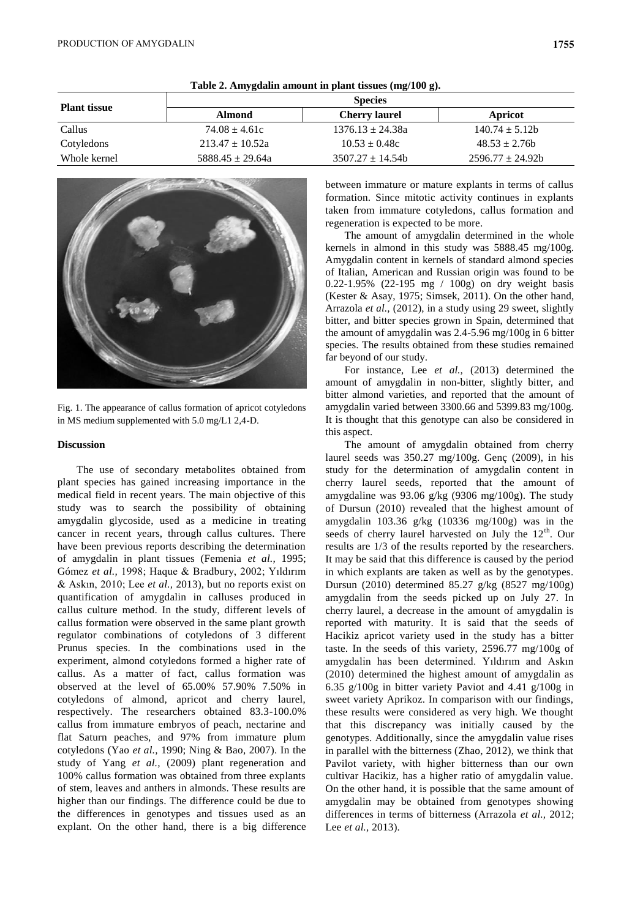**Table 2. Amygdalin amount in plant tissues (mg/100 g).**

| Plant tissue | Species | | |
|---|---|---|---|
| | Almond | Cherry laurel | Apricot |
| Callus | 74.08 ± 4.61c | 1376.13 ± 24.38a | 140.74 ± 5.12b |
| Cotyledons | 213.47 ± 10.52a | 10.53 ± 0.48c | 48.53 ± 2.76b |
| Whole kernel | 5888.45 ± 29.64a | 3507.27 ± 14.54b | 2596.77 ± 24.92b |

Fig. 1. The appearance of callus formation of apricot cotyledons in MS medium supplemented with 5.0 mg/L1 2,4-D.

### Discussion

The use of secondary metabolites obtained from plant species has gained increasing importance in the medical field in recent years. The main objective of this study was to search the possibility of obtaining amygdalin glycoside, used as a medicine in treating cancer in recent years, through callus cultures. There have been previous reports describing the determination of amygdalin in plant tissues (Femenia *et al.,* 1995; Gómez *et al.,* 1998; Haque & Bradbury, 2002; Yıldırım & Askın, 2010; Lee *et al.,* 2013), but no reports exist on quantification of amygdalin in calluses produced in callus culture method. In the study, different levels of callus formation were observed in the same plant growth regulator combinations of cotyledons of 3 different Prunus species. In the combinations used in the experiment, almond cotyledons formed a higher rate of callus. As a matter of fact, callus formation was observed at the level of 65.00% 57.90% 7.50% in cotyledons of almond, apricot and cherry laurel, respectively. The researchers obtained 83.3-100.0% callus from immature embryos of peach, nectarine and flat Saturn peaches, and 97% from immature plum cotyledons (Yao *et al.,* 1990; Ning & Bao, 2007). In the study of Yang *et al.,* (2009) plant regeneration and 100% callus formation was obtained from three explants of stem, leaves and anthers in almonds. These results are higher than our findings. The difference could be due to the differences in genotypes and tissues used as an explant. On the other hand, there is a big difference between immature or mature explants in terms of callus formation. Since mitotic activity continues in explants taken from immature cotyledons, callus formation and regeneration is expected to be more.

The amount of amygdalin determined in the whole kernels in almond in this study was 5888.45 mg/100g. Amygdalin content in kernels of standard almond species of Italian, American and Russian origin was found to be 0.22-1.95% (22-195 mg / 100g) on dry weight basis (Kester & Asay, 1975; Simsek, 2011). On the other hand, Arrazola *et al.,* (2012), in a study using 29 sweet, slightly bitter, and bitter species grown in Spain, determined that the amount of amygdalin was 2.4-5.96 mg/100g in 6 bitter species. The results obtained from these studies remained far beyond of our study.

For instance, Lee *et al.,* (2013) determined the amount of amygdalin in non-bitter, slightly bitter, and bitter almond varieties, and reported that the amount of amygdalin varied between 3300.66 and 5399.83 mg/100g. It is thought that this genotype can also be considered in this aspect.

The amount of amygdalin obtained from cherry laurel seeds was 350.27 mg/100g. Genç (2009), in his study for the determination of amygdalin content in cherry laurel seeds, reported that the amount of amygdaline was 93.06 g/kg (9306 mg/100g). The study of Dursun (2010) revealed that the highest amount of amygdalin 103.36 g/kg (10336 mg/100g) was in the seeds of cherry laurel harvested on July the 12th. Our results are 1/3 of the results reported by the researchers. It may be said that this difference is caused by the period in which explants are taken as well as by the genotypes. Dursun (2010) determined 85.27 g/kg (8527 mg/100g) amygdalin from the seeds picked up on July 27. In cherry laurel, a decrease in the amount of amygdalin is reported with maturity. It is said that the seeds of Hacikiz apricot variety used in the study has a bitter taste. In the seeds of this variety, 2596.77 mg/100g of amygdalin has been determined. Yıldırım and Askın (2010) determined the highest amount of amygdalin as 6.35 g/100g in bitter variety Paviot and 4.41 g/100g in sweet variety Aprikoz. In comparison with our findings, these results were considered as very high. We thought that this discrepancy was initially caused by the genotypes. Additionally, since the amygdalin value rises in parallel with the bitterness (Zhao, 2012), we think that Pavilot variety, with higher bitterness than our own cultivar Hacikiz, has a higher ratio of amygdalin value. On the other hand, it is possible that the same amount of amygdalin may be obtained from genotypes showing differences in terms of bitterness (Arrazola *et al.,* 2012; Lee *et al.,* 2013).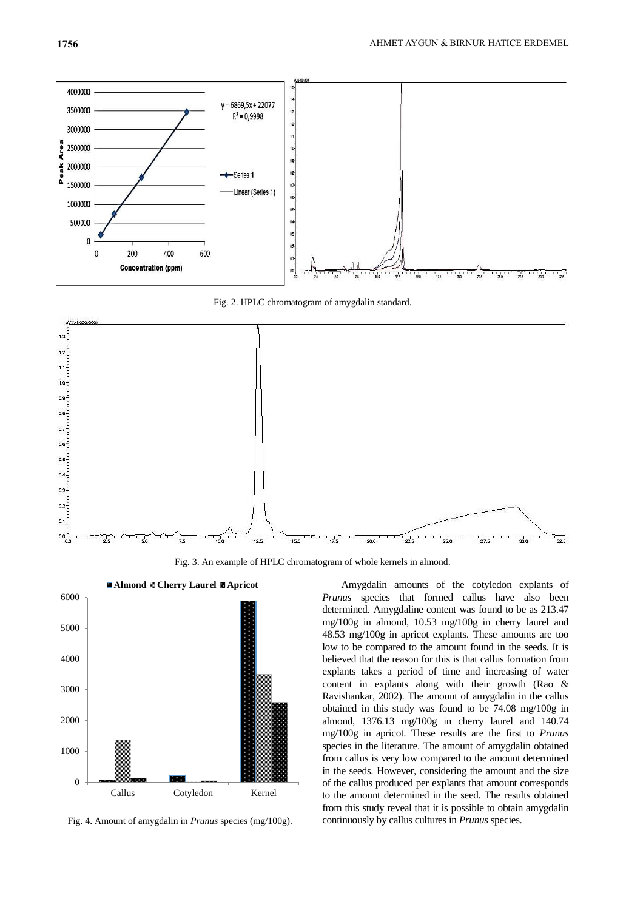Fig. 2. HPLC chromatogram of amygdalin standard.

Fig. 3. An example of HPLC chromatogram of whole kernels in almond.

Fig. 4. Amount of amygdalin in *Prunus* species (mg/100g).

Amygdalin amounts of the cotyledon explants of *Prunus* species that formed callus have also been determined. Amygdaline content was found to be as 213.47 mg/100g in almond, 10.53 mg/100g in cherry laurel and 48.53 mg/100g in apricot explants. These amounts are too low to be compared to the amount found in the seeds. It is believed that the reason for this is that callus formation from explants takes a period of time and increasing of water content in explants along with their growth (Rao & Ravishankar, 2002). The amount of amygdalin in the callus obtained in this study was found to be 74.08 mg/100g in almond, 1376.13 mg/100g in cherry laurel and 140.74 mg/100g in apricot. These results are the first to *Prunus* species in the literature. The amount of amygdalin obtained from callus is very low compared to the amount determined in the seeds. However, considering the amount and the size of the callus produced per explants that amount corresponds to the amount determined in the seed. The results obtained from this study reveal that it is possible to obtain amygdalin continuously by callus cultures in *Prunus* species.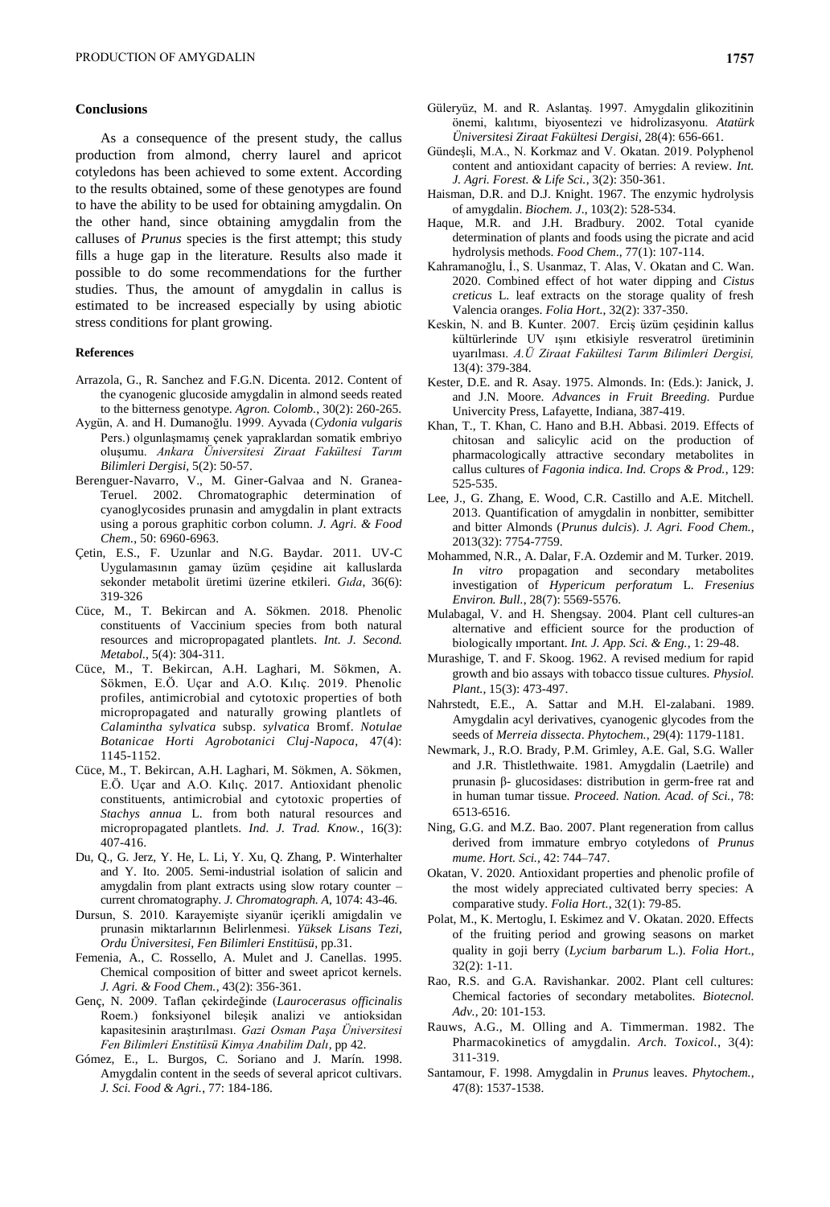## Conclusions

As a consequence of the present study, the callus production from almond, cherry laurel and apricot cotyledons has been achieved to some extent. According to the results obtained, some of these genotypes are found to have the ability to be used for obtaining amygdalin. On the other hand, since obtaining amygdalin from the calluses of *Prunus* species is the first attempt; this study fills a huge gap in the literature. Results also made it possible to do some recommendations for the further studies. Thus, the amount of amygdalin in callus is estimated to be increased especially by using abiotic stress conditions for plant growing.

## References

Arrazola, G., R. Sanchez and F.G.N. Dicenta. 2012. Content of the cyanogenic glucoside amygdalin in almond seeds reated to the bitterness genotype. *Agron. Colomb.*, 30(2): 260-265.

Aygün, A. and H. Dumanoğlu. 1999. Ayvada (*Cydonia vulgaris* Pers.) olgunlaşmamış çenek yapraklardan somatik embriyo oluşumu. *Ankara Üniversitesi Ziraat Fakültesi Tarım Bilimleri Dergisi*, 5(2): 50-57.

Berenguer-Navarro, V., M. Giner-Galvaa and N. Granea-Teruel. 2002. Chromatographic determination of cyanoglycosides prunasin and amygdalin in plant extracts using a porous graphitic corbon column. *J. Agri. & Food Chem.*, 50: 6960-6963.

Çetin, E.S., F. Uzunlar and N.G. Baydar. 2011. UV-C Uygulamasının gamay üzüm çeşidine ait kalluslarda sekonder metabolit üretimi üzerine etkileri. *Gıda*, 36(6): 319-326

Cüce, M., T. Bekircan and A. Sökmen. 2018. Phenolic constituents of Vaccinium species from both natural resources and micropropagated plantlets. *Int. J. Second. Metabol.*, 5(4): 304-311.

Cüce, M., T. Bekircan, A.H. Laghari, M. Sökmen, A. Sökmen, E.Ö. Uçar and A.O. Kılıç. 2019. Phenolic profiles, antimicrobial and cytotoxic properties of both micropropagated and naturally growing plantlets of *Calamintha sylvatica* subsp. *sylvatica* Bromf. *Notulae Botanicae Horti Agrobotanici Cluj-Napoca*, 47(4): 1145-1152.

Cüce, M., T. Bekircan, A.H. Laghari, M. Sökmen, A. Sökmen, E.Ö. Uçar and A.O. Kılıç. 2017. Antioxidant phenolic constituents, antimicrobial and cytotoxic properties of *Stachys annua* L. from both natural resources and micropropagated plantlets. *Ind. J. Trad. Know.*, 16(3): 407-416.

Du, Q., G. Jerz, Y. He, L. Li, Y. Xu, Q. Zhang, P. Winterhalter and Y. Ito. 2005. Semi-industrial isolation of salicin and amygdalin from plant extracts using slow rotary counter – current chromatography. *J. Chromatograph. A*, 1074: 43-46.

Dursun, S. 2010. Karayemişte siyanür içerikli amigdalin ve prunasin miktarlarının Belirlenmesi. *Yüksek Lisans Tezi, Ordu Üniversitesi, Fen Bilimleri Enstitüsü*, pp.31.

Femenia, A., C. Rossello, A. Mulet and J. Canellas. 1995. Chemical composition of bitter and sweet apricot kernels. *J. Agri. & Food Chem.*, 43(2): 356-361.

Genç, N. 2009. Taflan çekirdeğinde (*Laurocerasus officinalis* Roem.) fonksiyonel bileşik analizi ve antioksidan kapasitesinin araştırılması. *Gazi Osman Paşa Üniversitesi Fen Bilimleri Enstitüsü Kimya Anabilim Dalı*, pp 42.

Gómez, E., L. Burgos, C. Soriano and J. Marín. 1998. Amygdalin content in the seeds of several apricot cultivars. *J. Sci. Food & Agri.*, 77: 184-186.

Güleryüz, M. and R. Aslantaş. 1997. Amygdalin glikozitinin önemi, kalıtımı, biyosentezi ve hidrolizasyonu. *Atatürk Üniversitesi Ziraat Fakültesi Dergisi*, 28(4): 656-661.

Gündeşli, M.A., N. Korkmaz and V. Okatan. 2019. Polyphenol content and antioxidant capacity of berries: A review. *Int. J. Agri. Forest. & Life Sci.*, 3(2): 350-361.

Haisman, D.R. and D.J. Knight. 1967. The enzymic hydrolysis of amygdalin. *Biochem. J.*, 103(2): 528-534.

Haque, M.R. and J.H. Bradbury. 2002. Total cyanide determination of plants and foods using the picrate and acid hydrolysis methods. *Food Chem.*, 77(1): 107-114.

Kahramanoğlu, İ., S. Usanmaz, T. Alas, V. Okatan and C. Wan. 2020. Combined effect of hot water dipping and *Cistus creticus* L. leaf extracts on the storage quality of fresh Valencia oranges. *Folia Hort.*, 32(2): 337-350.

Keskin, N. and B. Kunter. 2007. Erciş üzüm çeşidinin kallus kültürlerinde UV ışını etkisiyle resveratrol üretiminin uyarılması. *A.Ü Ziraat Fakültesi Tarım Bilimleri Dergisi,* 13(4): 379-384.

Kester, D.E. and R. Asay. 1975. Almonds. In: (Eds.): Janick, J. and J.N. Moore. *Advances in Fruit Breeding.* Purdue Univercity Press, Lafayette, Indiana, 387-419.

Khan, T., T. Khan, C. Hano and B.H. Abbasi. 2019. Effects of chitosan and salicylic acid on the production of pharmacologically attractive secondary metabolites in callus cultures of *Fagonia indica*. *Ind. Crops & Prod.,* 129: 525-535.

Lee, J., G. Zhang, E. Wood, C.R. Castillo and A.E. Mitchell. 2013. Quantification of amygdalin in nonbitter, semibitter and bitter Almonds (*Prunus dulcis*). *J. Agri. Food Chem.,* 2013(32): 7754-7759.

Mohammed, N.R., A. Dalar, F.A. Ozdemir and M. Turker. 2019. *In vitro* propagation and secondary metabolites investigation of *Hypericum perforatum* L. *Fresenius Environ. Bull.*, 28(7): 5569-5576.

Mulabagal, V. and H. Shengsay. 2004. Plant cell cultures-an alternative and efficient source for the production of biologically ımportant. *Int. J. App. Sci. & Eng.*, 1: 29-48.

Murashige, T. and F. Skoog. 1962. A revised medium for rapid growth and bio assays with tobacco tissue cultures. *Physiol. Plant.*, 15(3): 473-497.

Nahrstedt, E.E., A. Sattar and M.H. El-zalabani. 1989. Amygdalin acyl derivatives, cyanogenic glycodes from the seeds of *Merreia dissecta*. *Phytochem.*, 29(4): 1179-1181.

Newmark, J., R.O. Brady, P.M. Grimley, A.E. Gal, S.G. Waller and J.R. Thistlethwaite. 1981. Amygdalin (Laetrile) and prunasin β- glucosidases: distribution in germ-free rat and in human tumar tissue. *Proceed. Nation. Acad. of Sci.*, 78: 6513-6516.

Ning, G.G. and M.Z. Bao. 2007. Plant regeneration from callus derived from immature embryo cotyledons of *Prunus mume*. *Hort. Sci.*, 42: 744–747.

Okatan, V. 2020. Antioxidant properties and phenolic profile of the most widely appreciated cultivated berry species: A comparative study. *Folia Hort.*, 32(1): 79-85.

Polat, M., K. Mertoglu, I. Eskimez and V. Okatan. 2020. Effects of the fruiting period and growing seasons on market quality in goji berry (*Lycium barbarum* L.). *Folia Hort.,* 32(2): 1-11.

Rao, R.S. and G.A. Ravishankar. 2002. Plant cell cultures: Chemical factories of secondary metabolites. *Biotecnol. Adv.*, 20: 101-153.

Rauws, A.G., M. Olling and A. Timmerman. 1982. The Pharmacokinetics of amygdalin. *Arch. Toxicol.*, 3(4): 311-319.

Santamour, F. 1998. Amygdalin in *Prunus* leaves. *Phytochem.,* 47(8): 1537-1538.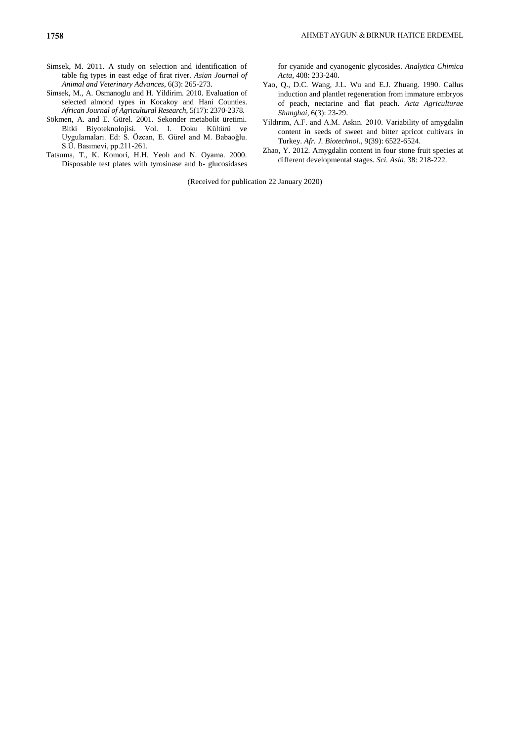Simsek, M. 2011. A study on selection and identification of table fig types in east edge of firat river. *Asian Journal of Animal and Veterinary Advances*, 6(3): 265-273.

Simsek, M., A. Osmanoglu and H. Yildirim. 2010. Evaluation of selected almond types in Kocakoy and Hani Counties. *African Journal of Agricultural Research*, 5(17): 2370-2378.

Sökmen, A. and E. Gürel. 2001. Sekonder metabolit üretimi. Bitki Biyoteknolojisi. Vol. I. Doku Kültürü ve Uygulamaları. Ed: S. Özcan, E. Gürel and M. Babaoğlu. S.Ü. Basımevi, pp.211-261.

Tatsuma, T., K. Komori, H.H. Yeoh and N. Oyama. 2000. Disposable test plates with tyrosinase and b- glucosidases for cyanide and cyanogenic glycosides. *Analytica Chimica Acta*, 408: 233-240.

Yao, Q., D.C. Wang, J.L. Wu and E.J. Zhuang. 1990. Callus induction and plantlet regeneration from immature embryos of peach, nectarine and flat peach. *Acta Agriculturae Shanghai*, 6(3): 23-29.

Yildırım, A.F. and A.M. Askın. 2010. Variability of amygdalin content in seeds of sweet and bitter apricot cultivars in Turkey. *Afr. J. Biotechnol.*, 9(39): 6522-6524.

Zhao, Y. 2012. Amygdalin content in four stone fruit species at different developmental stages. *Sci. Asia*, 38: 218-222.

(Received for publication 22 January 2020)